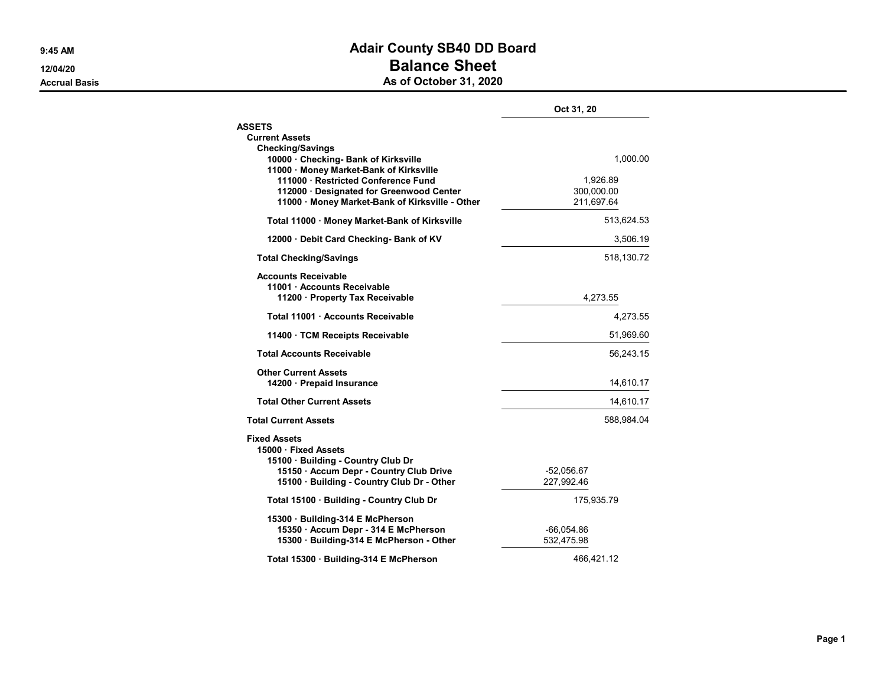# Adair County SB40 DD Board

## Balance Sheet

### As of October 31, 2020

9:45 AM
12/04/20
Accrual Basis

| | | Oct 31, 20 |
|---|---|---|
| **ASSETS** | | |
| **Current Assets** | | |
| **Checking/Savings** | | |
| **10000 · Checking- Bank of Kirksville** | | 1,000.00 |
| **11000 · Money Market-Bank of Kirksville** | | |
| **111000 · Restricted Conference Fund** | 1,926.89 | |
| **112000 · Designated for Greenwood Center** | 300,000.00 | |
| **11000 · Money Market-Bank of Kirksville - Other** | 211,697.64 | |
| **Total 11000 · Money Market-Bank of Kirksville** | | 513,624.53 |
| **12000 · Debit Card Checking- Bank of KV** | | 3,506.19 |
| **Total Checking/Savings** | | 518,130.72 |
| **Accounts Receivable** | | |
| **11001 · Accounts Receivable** | | |
| **11200 · Property Tax Receivable** | 4,273.55 | |
| **Total 11001 · Accounts Receivable** | | 4,273.55 |
| **11400 · TCM Receipts Receivable** | | 51,969.60 |
| **Total Accounts Receivable** | | 56,243.15 |
| **Other Current Assets** | | |
| **14200 · Prepaid Insurance** | | 14,610.17 |
| **Total Other Current Assets** | | 14,610.17 |
| **Total Current Assets** | | 588,984.04 |
| **Fixed Assets** | | |
| **15000 · Fixed Assets** | | |
| **15100 · Building - Country Club Dr** | | |
| **15150 · Accum Depr - Country Club Drive** | -52,056.67 | |
| **15100 · Building - Country Club Dr - Other** | 227,992.46 | |
| **Total 15100 · Building - Country Club Dr** | 175,935.79 | |
| **15300 · Building-314 E McPherson** | | |
| **15350 · Accum Depr - 314 E McPherson** | -66,054.86 | |
| **15300 · Building-314 E McPherson - Other** | 532,475.98 | |
| **Total 15300 · Building-314 E McPherson** | 466,421.12 | |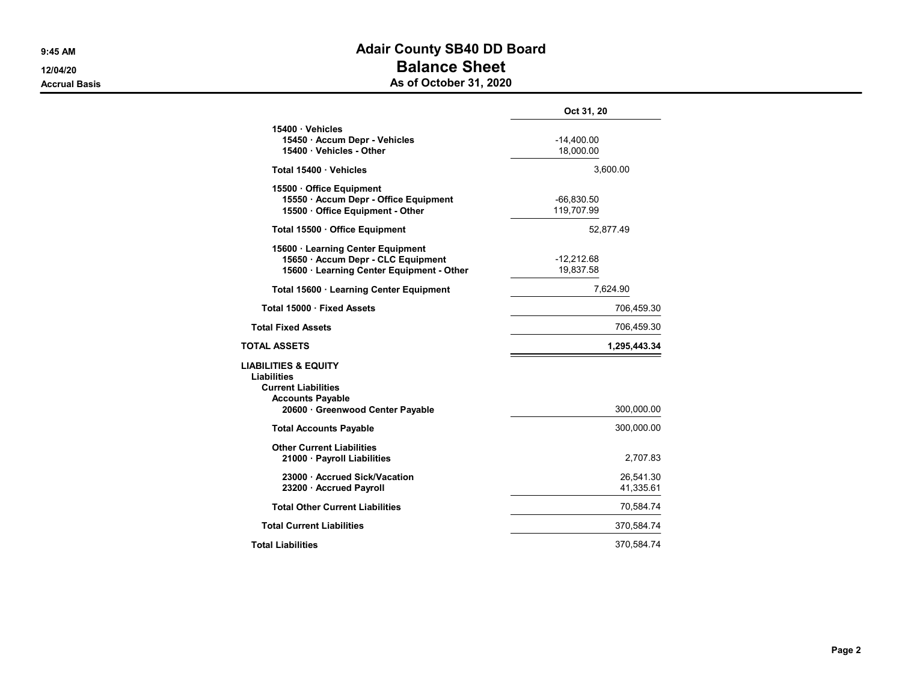# Adair County SB40 DD Board

## Balance Sheet

### As of October 31, 2020

Accrual Basis

| | Oct 31, 20 | |
|---|---|---|
| 15400 · Vehicles | | |
| 15450 · Accum Depr - Vehicles | -14,400.00 | |
| 15400 · Vehicles - Other | 18,000.00 | |
| Total 15400 · Vehicles | 3,600.00 | |
| 15500 · Office Equipment | | |
| 15550 · Accum Depr - Office Equipment | -66,830.50 | |
| 15500 · Office Equipment - Other | 119,707.99 | |
| Total 15500 · Office Equipment | 52,877.49 | |
| 15600 · Learning Center Equipment | | |
| 15650 · Accum Depr - CLC Equipment | -12,212.68 | |
| 15600 · Learning Center Equipment - Other | 19,837.58 | |
| Total 15600 · Learning Center Equipment | 7,624.90 | |
| Total 15000 · Fixed Assets | | 706,459.30 |
| Total Fixed Assets | | 706,459.30 |
| **TOTAL ASSETS** | | **1,295,443.34** |
| **LIABILITIES & EQUITY** | | |
| Liabilities | | |
| Current Liabilities | | |
| Accounts Payable | | |
| 20600 · Greenwood Center Payable | | 300,000.00 |
| Total Accounts Payable | | 300,000.00 |
| Other Current Liabilities | | |
| 21000 · Payroll Liabilities | | 2,707.83 |
| 23000 · Accrued Sick/Vacation | | 26,541.30 |
| 23200 · Accrued Payroll | | 41,335.61 |
| Total Other Current Liabilities | | 70,584.74 |
| Total Current Liabilities | | 370,584.74 |
| Total Liabilities | | 370,584.74 |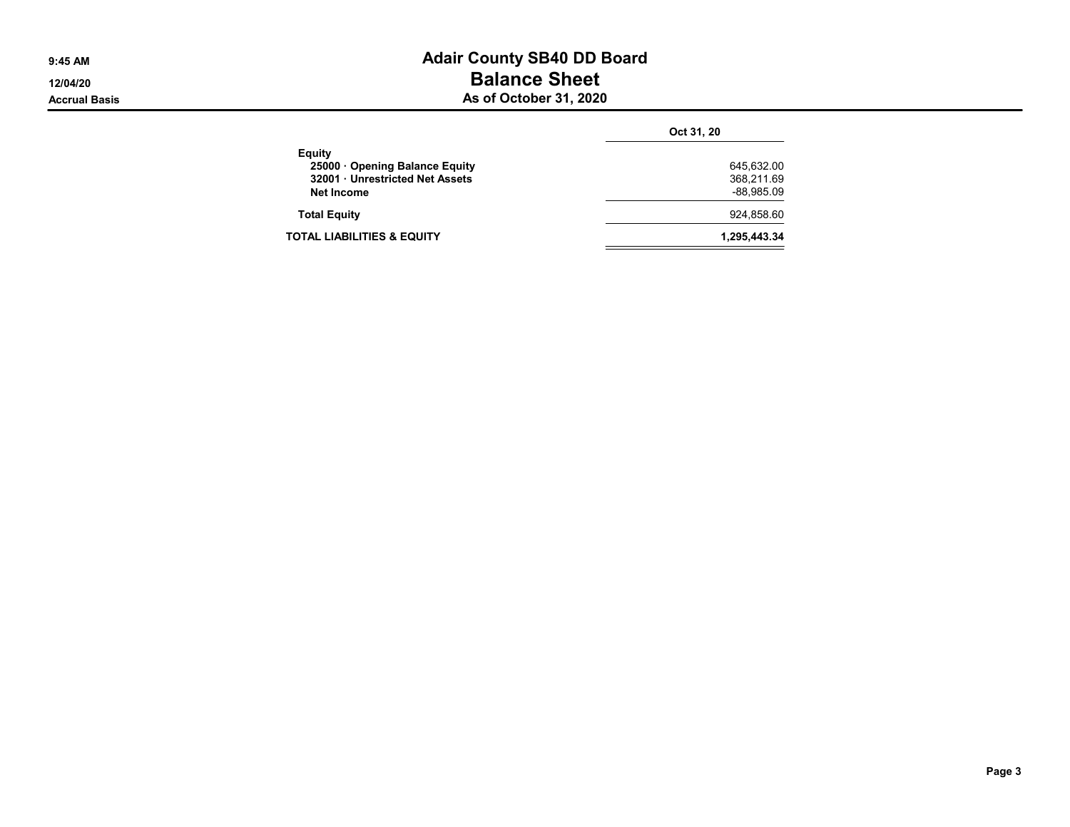9:45 AM
12/04/20
Accrual Basis

# Adair County SB40 DD Board
## Balance Sheet
### As of October 31, 2020

| | Oct 31, 20 |
|---|---|
| **Equity** | |
| **25000 · Opening Balance Equity** | 645,632.00 |
| **32001 · Unrestricted Net Assets** | 368,211.69 |
| **Net Income** | -88,985.09 |
| **Total Equity** | 924,858.60 |
| **TOTAL LIABILITIES & EQUITY** | **1,295,443.34** |